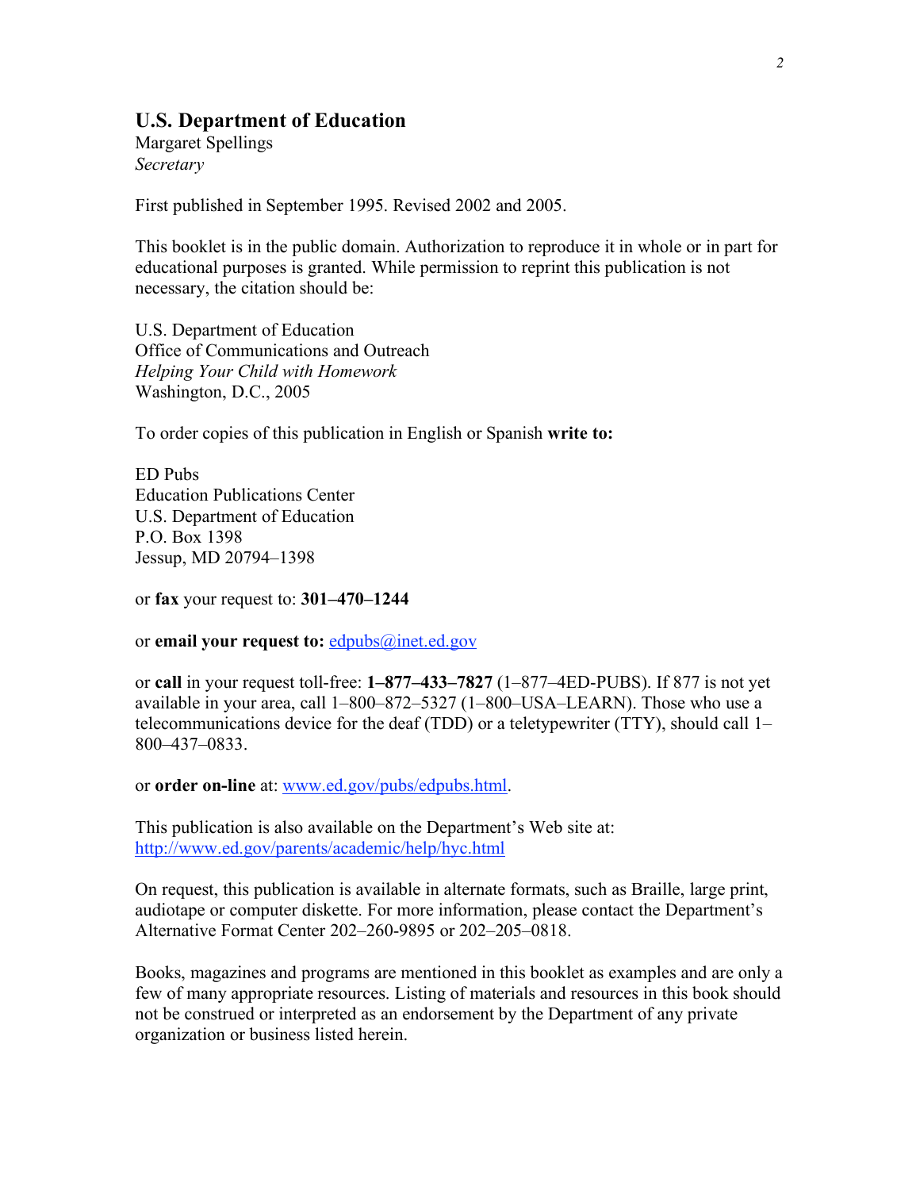## U.S. Department of Education

Margaret Spellings
*Secretary*

First published in September 1995. Revised 2002 and 2005.

This booklet is in the public domain. Authorization to reproduce it in whole or in part for educational purposes is granted. While permission to reprint this publication is not necessary, the citation should be:

U.S. Department of Education
Office of Communications and Outreach
*Helping Your Child with Homework*
Washington, D.C., 2005

To order copies of this publication in English or Spanish **write to:**

ED Pubs
Education Publications Center
U.S. Department of Education
P.O. Box 1398
Jessup, MD 20794–1398

or **fax** your request to: **301–470–1244**

or **email your request to:** edpubs@inet.ed.gov

or **call** in your request toll-free: **1–877–433–7827** (1–877–4ED-PUBS). If 877 is not yet available in your area, call 1–800–872–5327 (1–800–USA–LEARN). Those who use a telecommunications device for the deaf (TDD) or a teletypewriter (TTY), should call 1–800–437–0833.

or **order on-line** at: www.ed.gov/pubs/edpubs.html.

This publication is also available on the Department's Web site at:
http://www.ed.gov/parents/academic/help/hyc.html

On request, this publication is available in alternate formats, such as Braille, large print, audiotape or computer diskette. For more information, please contact the Department's Alternative Format Center 202–260-9895 or 202–205–0818.

Books, magazines and programs are mentioned in this booklet as examples and are only a few of many appropriate resources. Listing of materials and resources in this book should not be construed or interpreted as an endorsement by the Department of any private organization or business listed herein.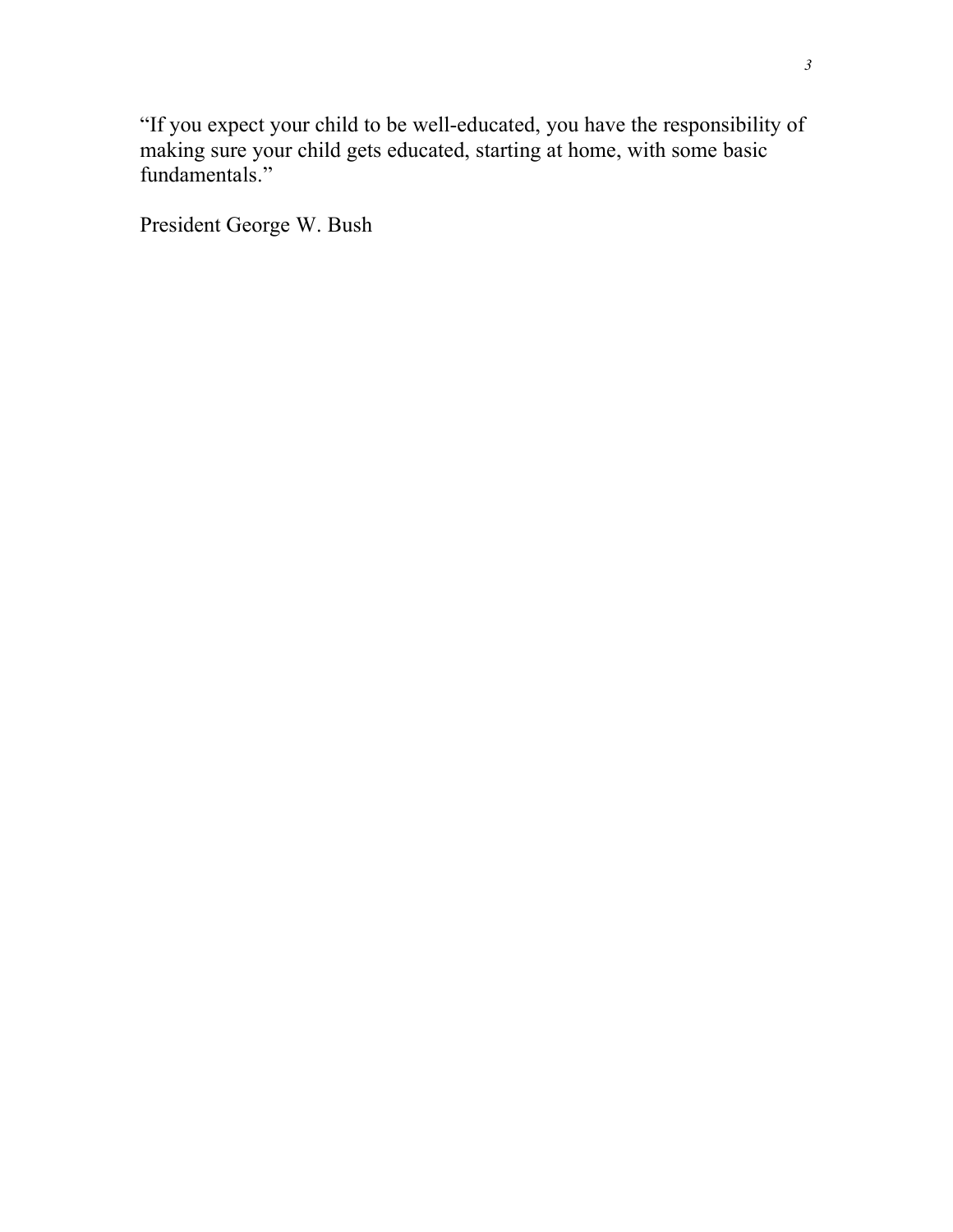"If you expect your child to be well-educated, you have the responsibility of making sure your child gets educated, starting at home, with some basic fundamentals."

President George W. Bush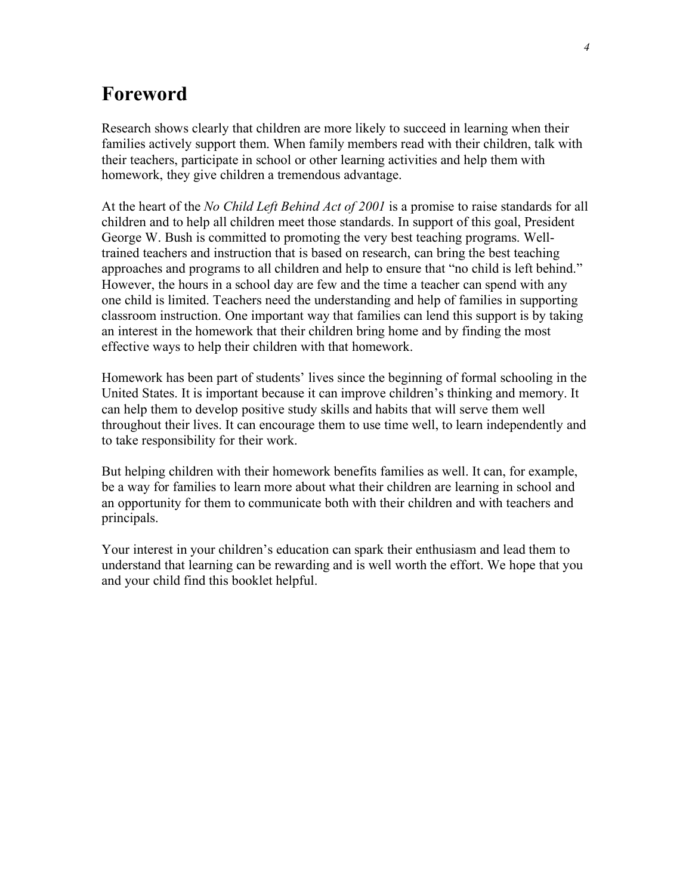# Foreword

Research shows clearly that children are more likely to succeed in learning when their families actively support them. When family members read with their children, talk with their teachers, participate in school or other learning activities and help them with homework, they give children a tremendous advantage.

At the heart of the *No Child Left Behind Act of 2001* is a promise to raise standards for all children and to help all children meet those standards. In support of this goal, President George W. Bush is committed to promoting the very best teaching programs. Well-trained teachers and instruction that is based on research, can bring the best teaching approaches and programs to all children and help to ensure that "no child is left behind." However, the hours in a school day are few and the time a teacher can spend with any one child is limited. Teachers need the understanding and help of families in supporting classroom instruction. One important way that families can lend this support is by taking an interest in the homework that their children bring home and by finding the most effective ways to help their children with that homework.

Homework has been part of students' lives since the beginning of formal schooling in the United States. It is important because it can improve children's thinking and memory. It can help them to develop positive study skills and habits that will serve them well throughout their lives. It can encourage them to use time well, to learn independently and to take responsibility for their work.

But helping children with their homework benefits families as well. It can, for example, be a way for families to learn more about what their children are learning in school and an opportunity for them to communicate both with their children and with teachers and principals.

Your interest in your children's education can spark their enthusiasm and lead them to understand that learning can be rewarding and is well worth the effort. We hope that you and your child find this booklet helpful.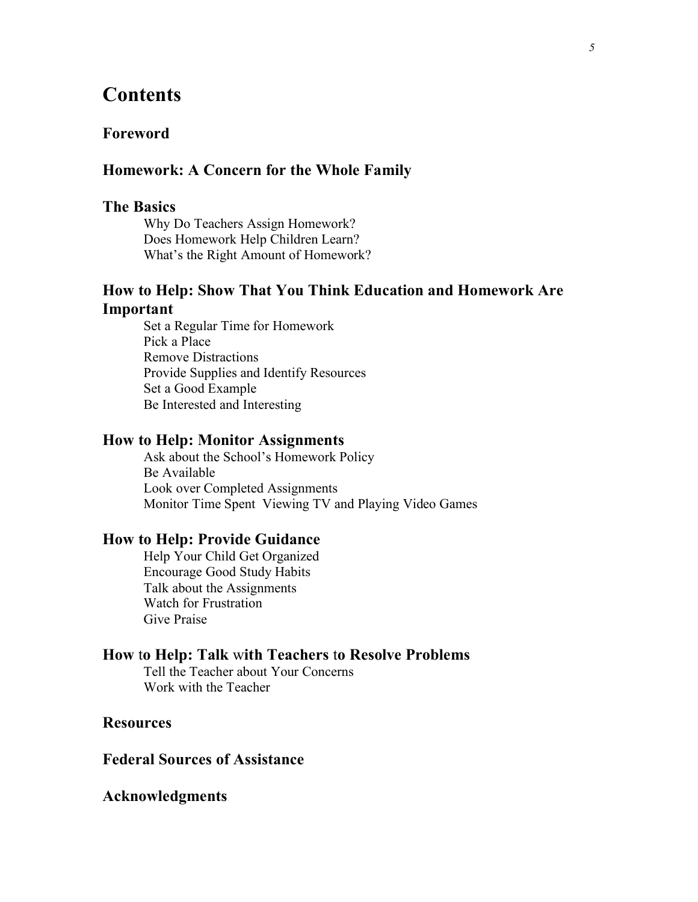# Contents

## Foreword

## Homework: A Concern for the Whole Family

## The Basics

- Why Do Teachers Assign Homework?
- Does Homework Help Children Learn?
- What's the Right Amount of Homework?

## How to Help: Show That You Think Education and Homework Are Important

- Set a Regular Time for Homework
- Pick a Place
- Remove Distractions
- Provide Supplies and Identify Resources
- Set a Good Example
- Be Interested and Interesting

## How to Help: Monitor Assignments

- Ask about the School's Homework Policy
- Be Available
- Look over Completed Assignments
- Monitor Time Spent Viewing TV and Playing Video Games

## How to Help: Provide Guidance

- Help Your Child Get Organized
- Encourage Good Study Habits
- Talk about the Assignments
- Watch for Frustration
- Give Praise

## How to Help: Talk with Teachers to Resolve Problems

- Tell the Teacher about Your Concerns
- Work with the Teacher

## Resources

## Federal Sources of Assistance

## Acknowledgments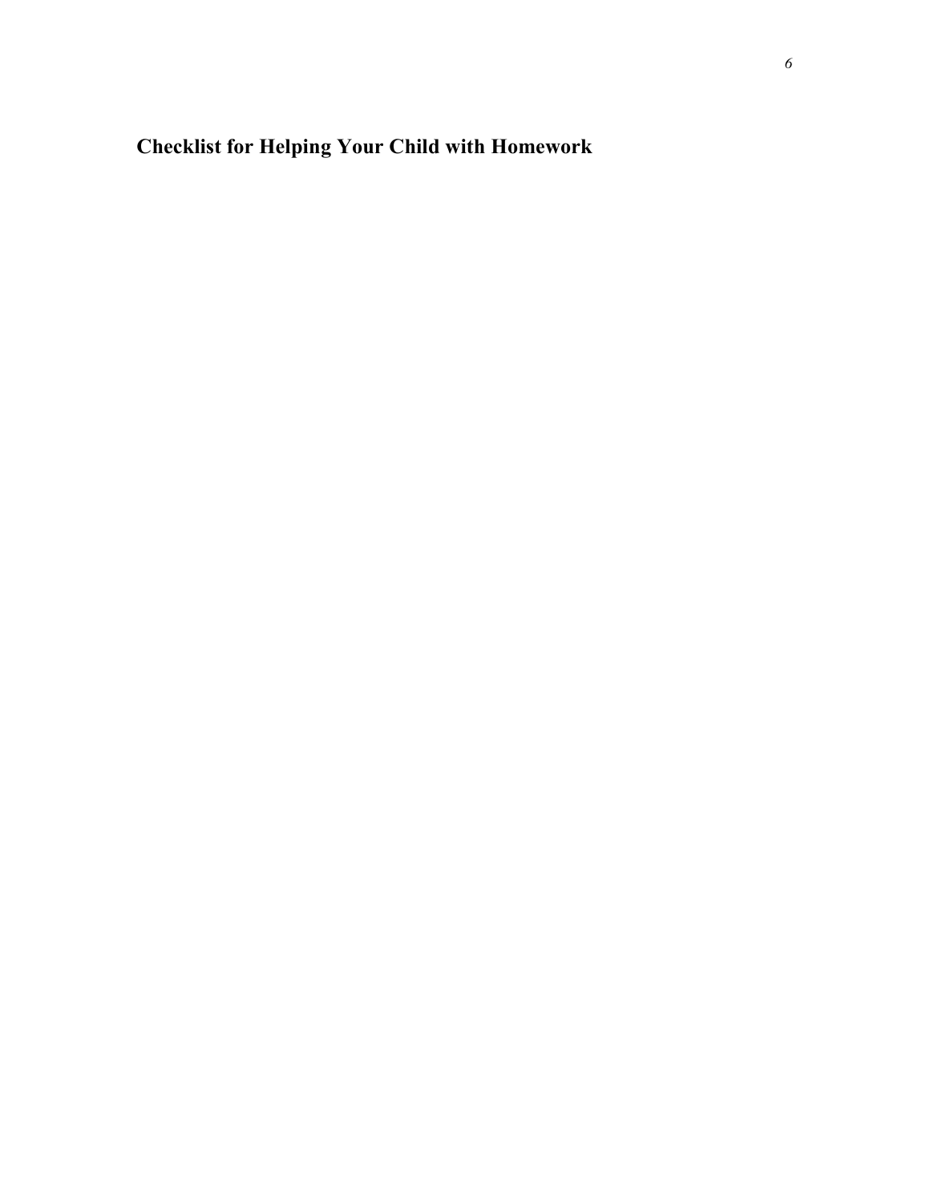## Checklist for Helping Your Child with Homework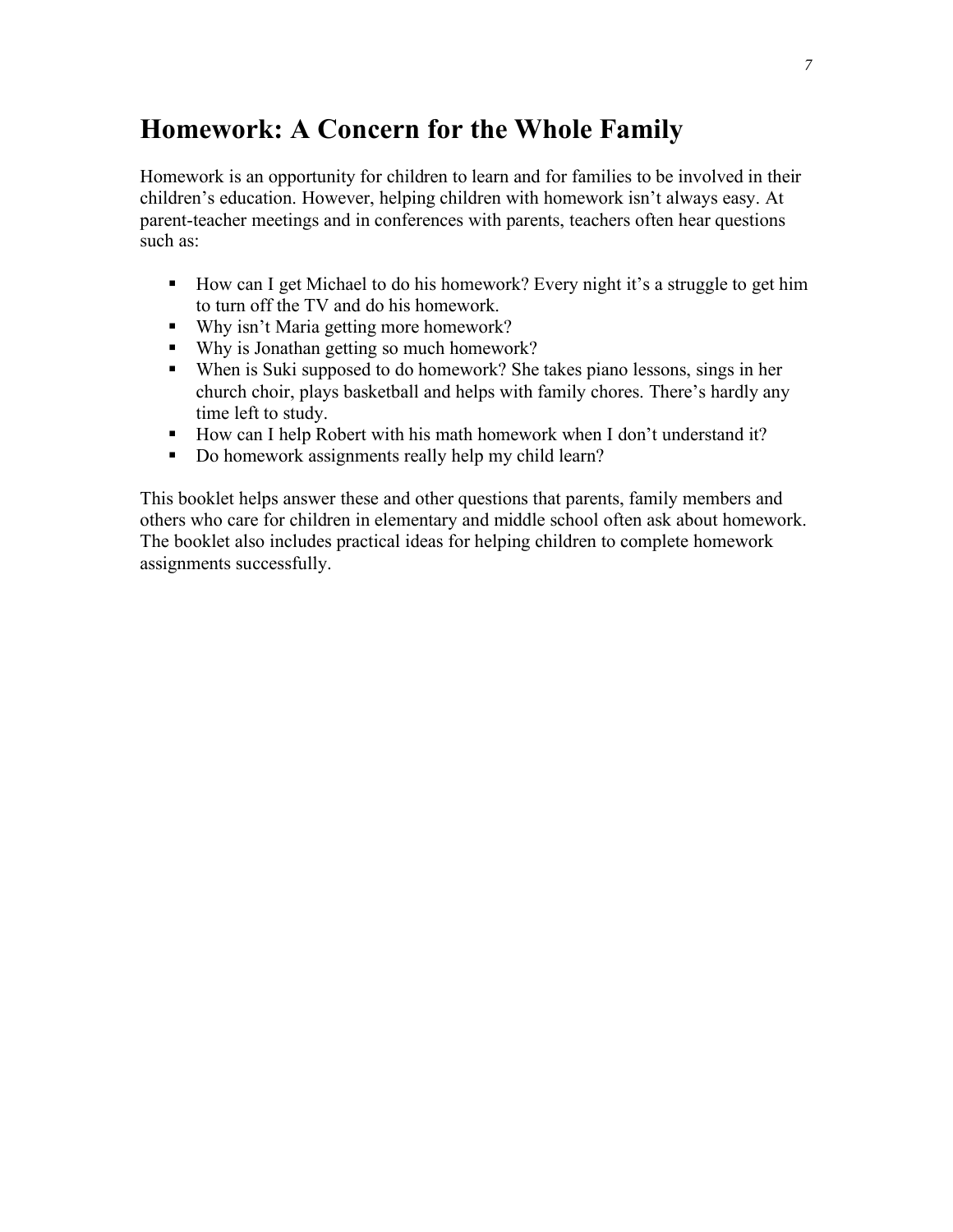# Homework: A Concern for the Whole Family

Homework is an opportunity for children to learn and for families to be involved in their children's education. However, helping children with homework isn't always easy. At parent-teacher meetings and in conferences with parents, teachers often hear questions such as:

- How can I get Michael to do his homework? Every night it's a struggle to get him to turn off the TV and do his homework.
- Why isn't Maria getting more homework?
- Why is Jonathan getting so much homework?
- When is Suki supposed to do homework? She takes piano lessons, sings in her church choir, plays basketball and helps with family chores. There's hardly any time left to study.
- How can I help Robert with his math homework when I don't understand it?
- Do homework assignments really help my child learn?

This booklet helps answer these and other questions that parents, family members and others who care for children in elementary and middle school often ask about homework. The booklet also includes practical ideas for helping children to complete homework assignments successfully.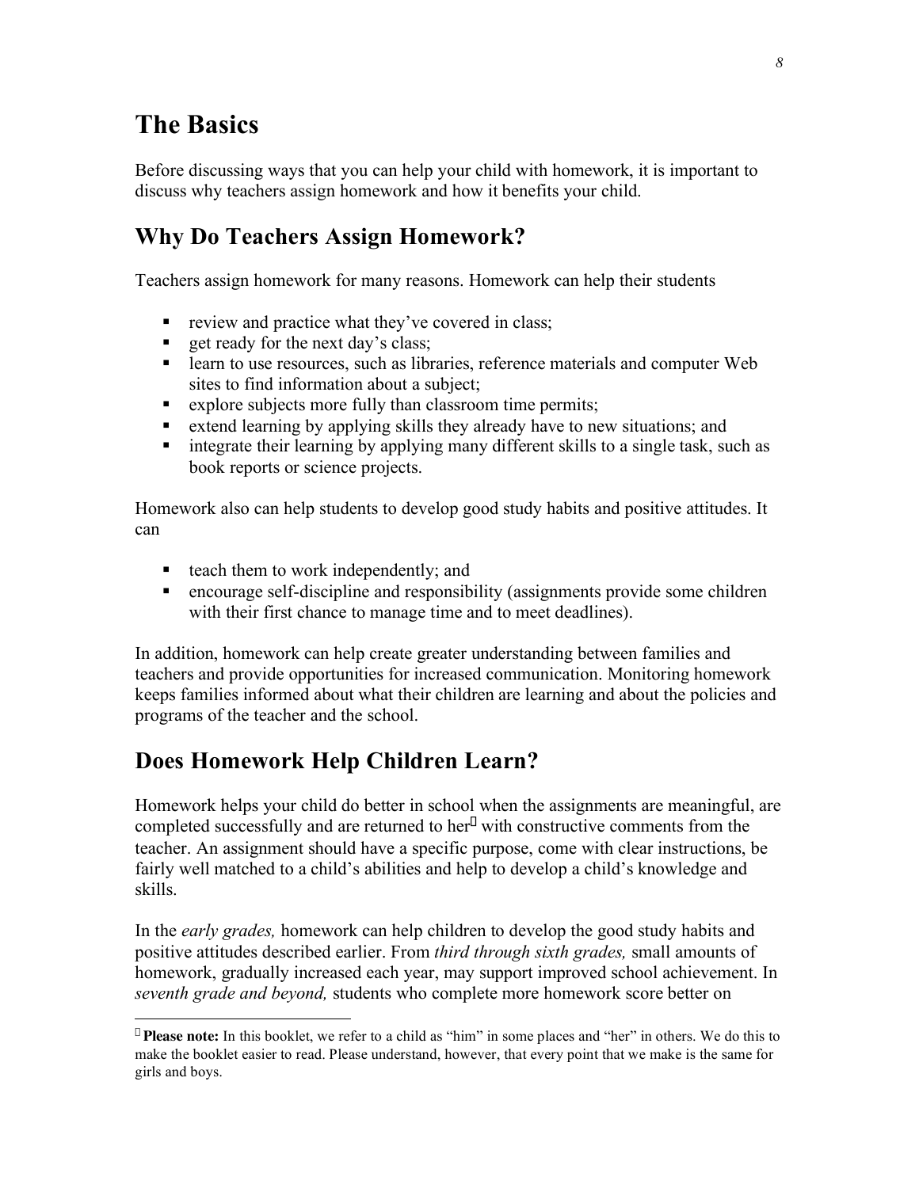# The Basics

Before discussing ways that you can help your child with homework, it is important to discuss why teachers assign homework and how it benefits your child.

## Why Do Teachers Assign Homework?

Teachers assign homework for many reasons. Homework can help their students

- review and practice what they've covered in class;
- get ready for the next day's class;
- learn to use resources, such as libraries, reference materials and computer Web sites to find information about a subject;
- explore subjects more fully than classroom time permits;
- extend learning by applying skills they already have to new situations; and
- integrate their learning by applying many different skills to a single task, such as book reports or science projects.

Homework also can help students to develop good study habits and positive attitudes. It can

- teach them to work independently; and
- encourage self-discipline and responsibility (assignments provide some children with their first chance to manage time and to meet deadlines).

In addition, homework can help create greater understanding between families and teachers and provide opportunities for increased communication. Monitoring homework keeps families informed about what their children are learning and about the policies and programs of the teacher and the school.

## Does Homework Help Children Learn?

Homework helps your child do better in school when the assignments are meaningful, are completed successfully and are returned to her[*] with constructive comments from the teacher. An assignment should have a specific purpose, come with clear instructions, be fairly well matched to a child's abilities and help to develop a child's knowledge and skills.

In the *early grades,* homework can help children to develop the good study habits and positive attitudes described earlier. From *third through sixth grades,* small amounts of homework, gradually increased each year, may support improved school achievement. In *seventh grade and beyond,* students who complete more homework score better on

---

[*] **Please note:** In this booklet, we refer to a child as "him" in some places and "her" in others. We do this to make the booklet easier to read. Please understand, however, that every point that we make is the same for girls and boys.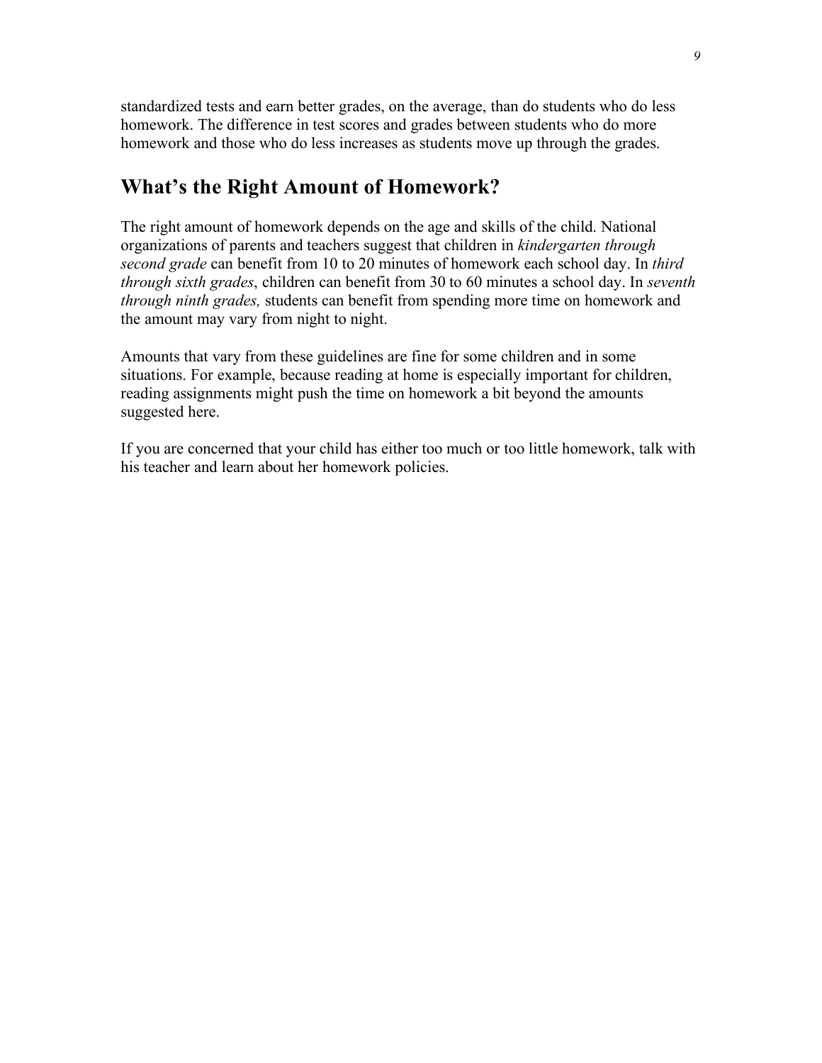standardized tests and earn better grades, on the average, than do students who do less homework. The difference in test scores and grades between students who do more homework and those who do less increases as students move up through the grades.

## What's the Right Amount of Homework?

The right amount of homework depends on the age and skills of the child. National organizations of parents and teachers suggest that children in *kindergarten through second grade* can benefit from 10 to 20 minutes of homework each school day. In *third through sixth grades*, children can benefit from 30 to 60 minutes a school day. In *seventh through ninth grades,* students can benefit from spending more time on homework and the amount may vary from night to night.

Amounts that vary from these guidelines are fine for some children and in some situations. For example, because reading at home is especially important for children, reading assignments might push the time on homework a bit beyond the amounts suggested here.

If you are concerned that your child has either too much or too little homework, talk with his teacher and learn about her homework policies.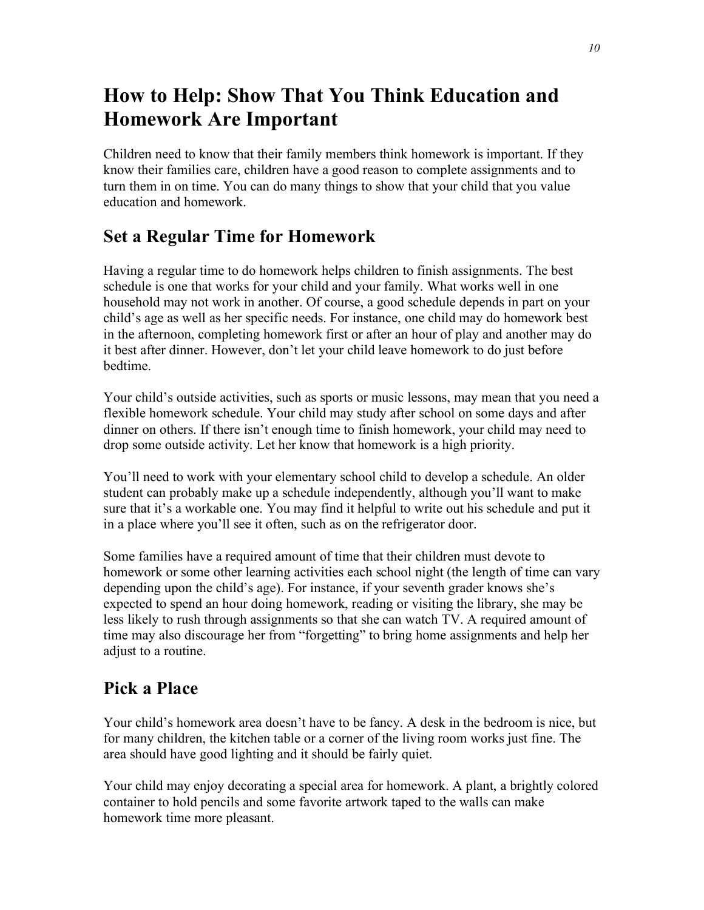# How to Help: Show That You Think Education and Homework Are Important

Children need to know that their family members think homework is important. If they know their families care, children have a good reason to complete assignments and to turn them in on time. You can do many things to show that your child that you value education and homework.

## Set a Regular Time for Homework

Having a regular time to do homework helps children to finish assignments. The best schedule is one that works for your child and your family. What works well in one household may not work in another. Of course, a good schedule depends in part on your child's age as well as her specific needs. For instance, one child may do homework best in the afternoon, completing homework first or after an hour of play and another may do it best after dinner. However, don't let your child leave homework to do just before bedtime.

Your child's outside activities, such as sports or music lessons, may mean that you need a flexible homework schedule. Your child may study after school on some days and after dinner on others. If there isn't enough time to finish homework, your child may need to drop some outside activity. Let her know that homework is a high priority.

You'll need to work with your elementary school child to develop a schedule. An older student can probably make up a schedule independently, although you'll want to make sure that it's a workable one. You may find it helpful to write out his schedule and put it in a place where you'll see it often, such as on the refrigerator door.

Some families have a required amount of time that their children must devote to homework or some other learning activities each school night (the length of time can vary depending upon the child's age). For instance, if your seventh grader knows she's expected to spend an hour doing homework, reading or visiting the library, she may be less likely to rush through assignments so that she can watch TV. A required amount of time may also discourage her from "forgetting" to bring home assignments and help her adjust to a routine.

## Pick a Place

Your child's homework area doesn't have to be fancy. A desk in the bedroom is nice, but for many children, the kitchen table or a corner of the living room works just fine. The area should have good lighting and it should be fairly quiet.

Your child may enjoy decorating a special area for homework. A plant, a brightly colored container to hold pencils and some favorite artwork taped to the walls can make homework time more pleasant.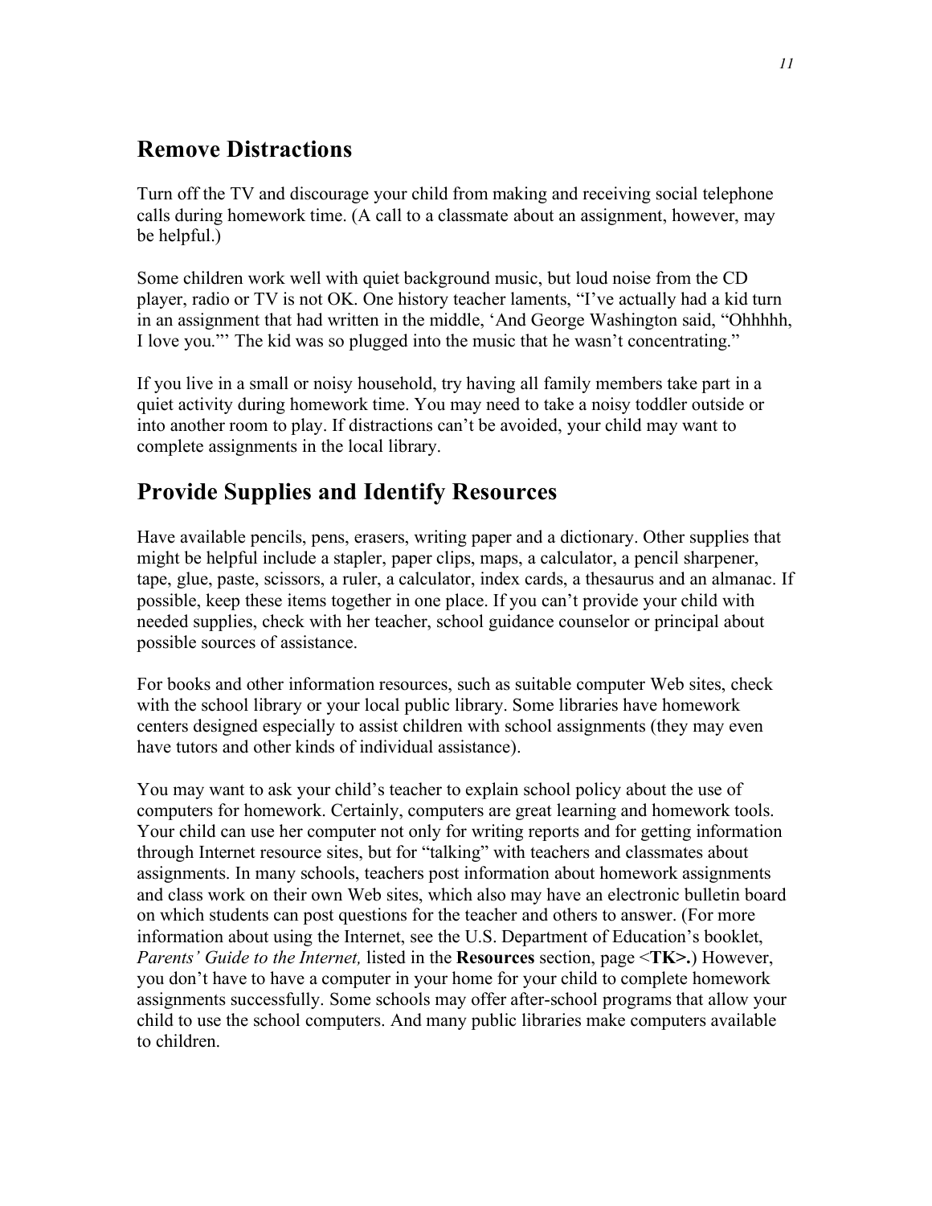## Remove Distractions

Turn off the TV and discourage your child from making and receiving social telephone calls during homework time. (A call to a classmate about an assignment, however, may be helpful.)

Some children work well with quiet background music, but loud noise from the CD player, radio or TV is not OK. One history teacher laments, "I've actually had a kid turn in an assignment that had written in the middle, 'And George Washington said, "Ohhhhh, I love you."' The kid was so plugged into the music that he wasn't concentrating."

If you live in a small or noisy household, try having all family members take part in a quiet activity during homework time. You may need to take a noisy toddler outside or into another room to play. If distractions can't be avoided, your child may want to complete assignments in the local library.

## Provide Supplies and Identify Resources

Have available pencils, pens, erasers, writing paper and a dictionary. Other supplies that might be helpful include a stapler, paper clips, maps, a calculator, a pencil sharpener, tape, glue, paste, scissors, a ruler, a calculator, index cards, a thesaurus and an almanac. If possible, keep these items together in one place. If you can't provide your child with needed supplies, check with her teacher, school guidance counselor or principal about possible sources of assistance.

For books and other information resources, such as suitable computer Web sites, check with the school library or your local public library. Some libraries have homework centers designed especially to assist children with school assignments (they may even have tutors and other kinds of individual assistance).

You may want to ask your child's teacher to explain school policy about the use of computers for homework. Certainly, computers are great learning and homework tools. Your child can use her computer not only for writing reports and for getting information through Internet resource sites, but for "talking" with teachers and classmates about assignments. In many schools, teachers post information about homework assignments and class work on their own Web sites, which also may have an electronic bulletin board on which students can post questions for the teacher and others to answer. (For more information about using the Internet, see the U.S. Department of Education's booklet, *Parents' Guide to the Internet,* listed in the **Resources** section, page <**TK>.**) However, you don't have to have a computer in your home for your child to complete homework assignments successfully. Some schools may offer after-school programs that allow your child to use the school computers. And many public libraries make computers available to children.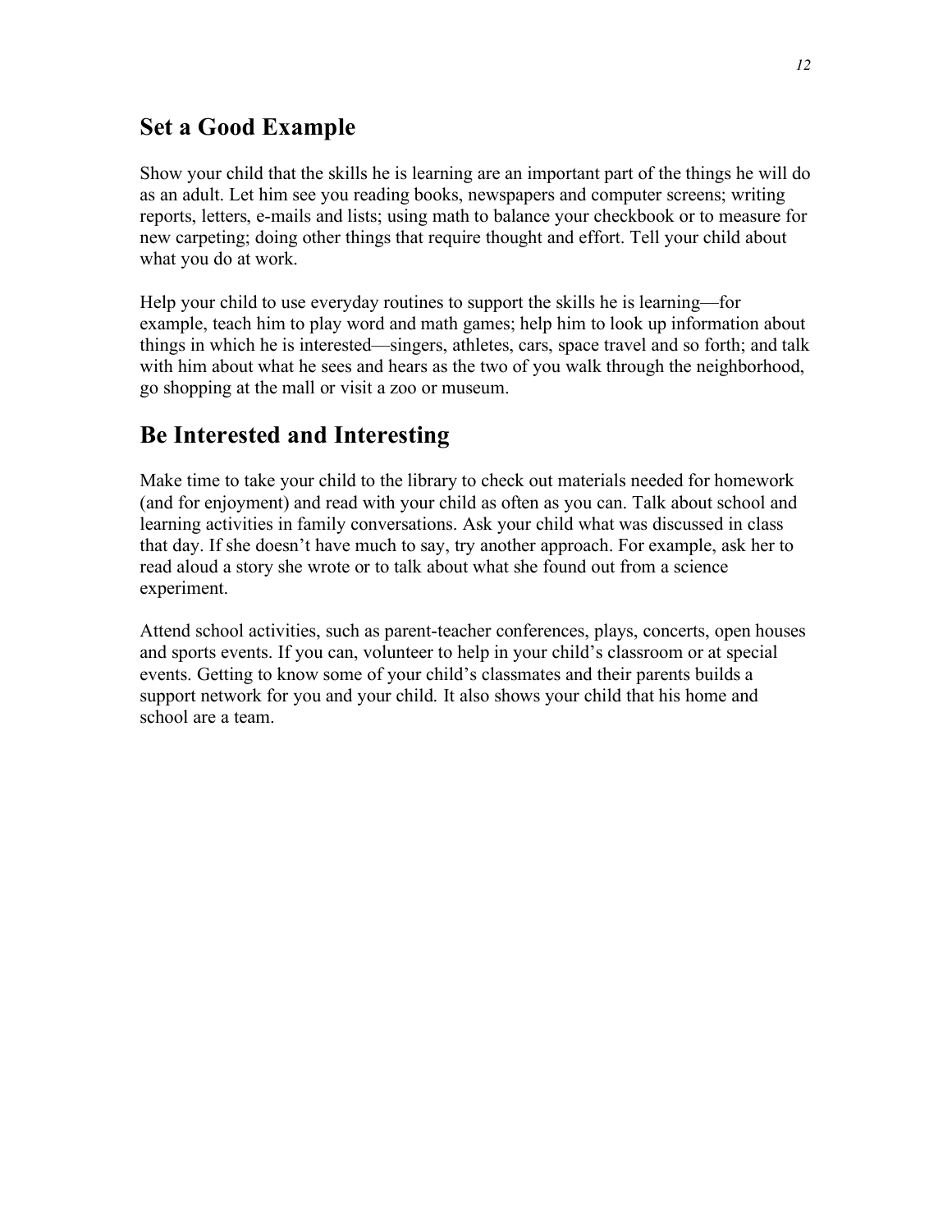## Set a Good Example

Show your child that the skills he is learning are an important part of the things he will do as an adult. Let him see you reading books, newspapers and computer screens; writing reports, letters, e-mails and lists; using math to balance your checkbook or to measure for new carpeting; doing other things that require thought and effort. Tell your child about what you do at work.

Help your child to use everyday routines to support the skills he is learning—for example, teach him to play word and math games; help him to look up information about things in which he is interested—singers, athletes, cars, space travel and so forth; and talk with him about what he sees and hears as the two of you walk through the neighborhood, go shopping at the mall or visit a zoo or museum.

## Be Interested and Interesting

Make time to take your child to the library to check out materials needed for homework (and for enjoyment) and read with your child as often as you can. Talk about school and learning activities in family conversations. Ask your child what was discussed in class that day. If she doesn't have much to say, try another approach. For example, ask her to read aloud a story she wrote or to talk about what she found out from a science experiment.

Attend school activities, such as parent-teacher conferences, plays, concerts, open houses and sports events. If you can, volunteer to help in your child's classroom or at special events. Getting to know some of your child's classmates and their parents builds a support network for you and your child. It also shows your child that his home and school are a team.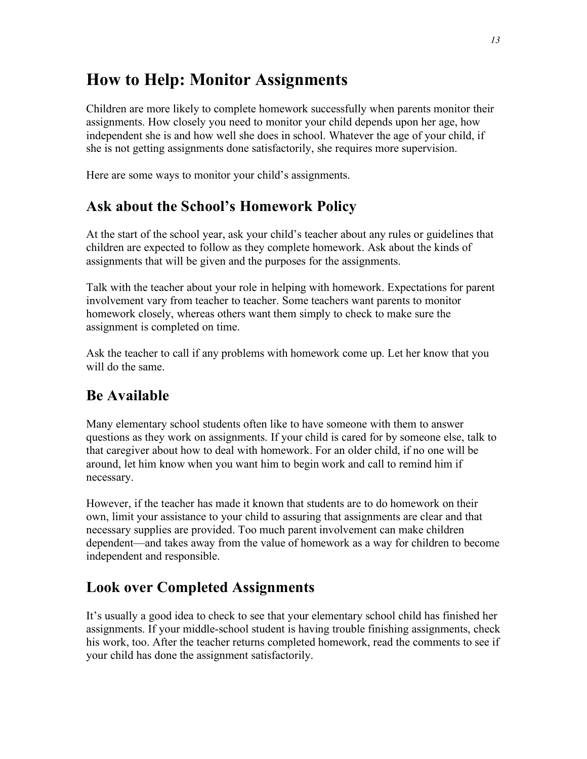# How to Help: Monitor Assignments

Children are more likely to complete homework successfully when parents monitor their assignments. How closely you need to monitor your child depends upon her age, how independent she is and how well she does in school. Whatever the age of your child, if she is not getting assignments done satisfactorily, she requires more supervision.

Here are some ways to monitor your child's assignments.

## Ask about the School's Homework Policy

At the start of the school year, ask your child's teacher about any rules or guidelines that children are expected to follow as they complete homework. Ask about the kinds of assignments that will be given and the purposes for the assignments.

Talk with the teacher about your role in helping with homework. Expectations for parent involvement vary from teacher to teacher. Some teachers want parents to monitor homework closely, whereas others want them simply to check to make sure the assignment is completed on time.

Ask the teacher to call if any problems with homework come up. Let her know that you will do the same.

## Be Available

Many elementary school students often like to have someone with them to answer questions as they work on assignments. If your child is cared for by someone else, talk to that caregiver about how to deal with homework. For an older child, if no one will be around, let him know when you want him to begin work and call to remind him if necessary.

However, if the teacher has made it known that students are to do homework on their own, limit your assistance to your child to assuring that assignments are clear and that necessary supplies are provided. Too much parent involvement can make children dependent—and takes away from the value of homework as a way for children to become independent and responsible.

## Look over Completed Assignments

It's usually a good idea to check to see that your elementary school child has finished her assignments. If your middle-school student is having trouble finishing assignments, check his work, too. After the teacher returns completed homework, read the comments to see if your child has done the assignment satisfactorily.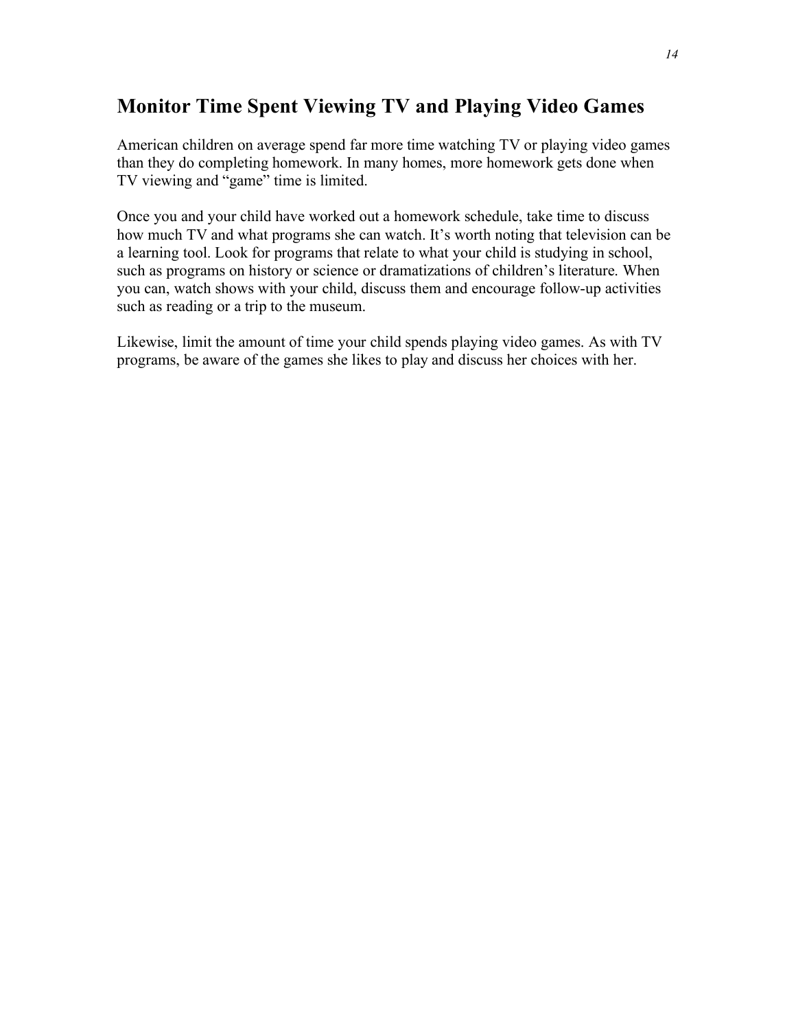## Monitor Time Spent Viewing TV and Playing Video Games

American children on average spend far more time watching TV or playing video games than they do completing homework. In many homes, more homework gets done when TV viewing and “game” time is limited.

Once you and your child have worked out a homework schedule, take time to discuss how much TV and what programs she can watch. It’s worth noting that television can be a learning tool. Look for programs that relate to what your child is studying in school, such as programs on history or science or dramatizations of children’s literature. When you can, watch shows with your child, discuss them and encourage follow-up activities such as reading or a trip to the museum.

Likewise, limit the amount of time your child spends playing video games. As with TV programs, be aware of the games she likes to play and discuss her choices with her.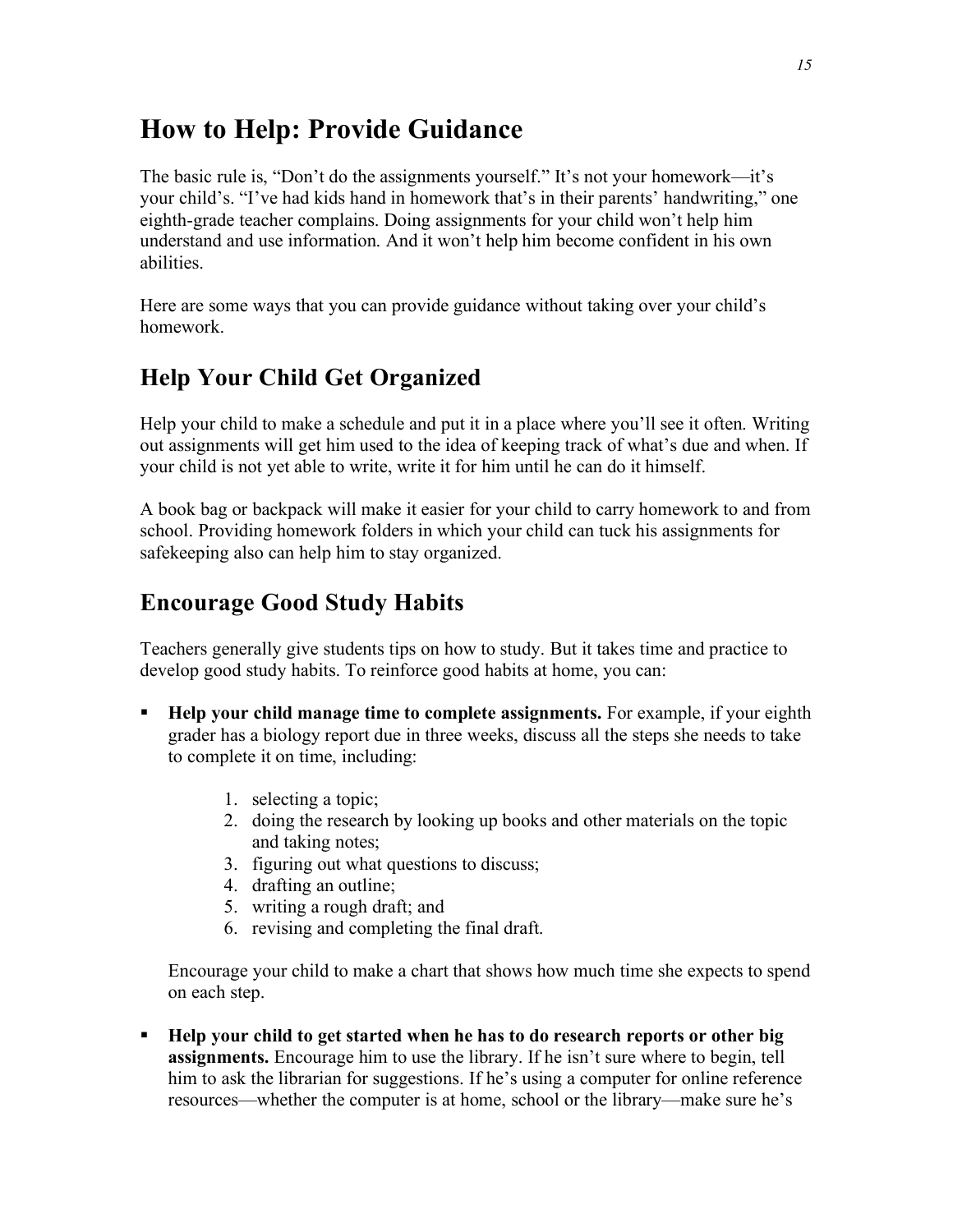# How to Help: Provide Guidance

The basic rule is, "Don't do the assignments yourself." It's not your homework—it's your child's. "I've had kids hand in homework that's in their parents' handwriting," one eighth-grade teacher complains. Doing assignments for your child won't help him understand and use information. And it won't help him become confident in his own abilities.

Here are some ways that you can provide guidance without taking over your child's homework.

## Help Your Child Get Organized

Help your child to make a schedule and put it in a place where you'll see it often. Writing out assignments will get him used to the idea of keeping track of what's due and when. If your child is not yet able to write, write it for him until he can do it himself.

A book bag or backpack will make it easier for your child to carry homework to and from school. Providing homework folders in which your child can tuck his assignments for safekeeping also can help him to stay organized.

## Encourage Good Study Habits

Teachers generally give students tips on how to study. But it takes time and practice to develop good study habits. To reinforce good habits at home, you can:

- **Help your child manage time to complete assignments.** For example, if your eighth grader has a biology report due in three weeks, discuss all the steps she needs to take to complete it on time, including:

    1. selecting a topic;
    2. doing the research by looking up books and other materials on the topic and taking notes;
    3. figuring out what questions to discuss;
    4. drafting an outline;
    5. writing a rough draft; and
    6. revising and completing the final draft.

    Encourage your child to make a chart that shows how much time she expects to spend on each step.

- **Help your child to get started when he has to do research reports or other big assignments.** Encourage him to use the library. If he isn't sure where to begin, tell him to ask the librarian for suggestions. If he's using a computer for online reference resources—whether the computer is at home, school or the library—make sure he's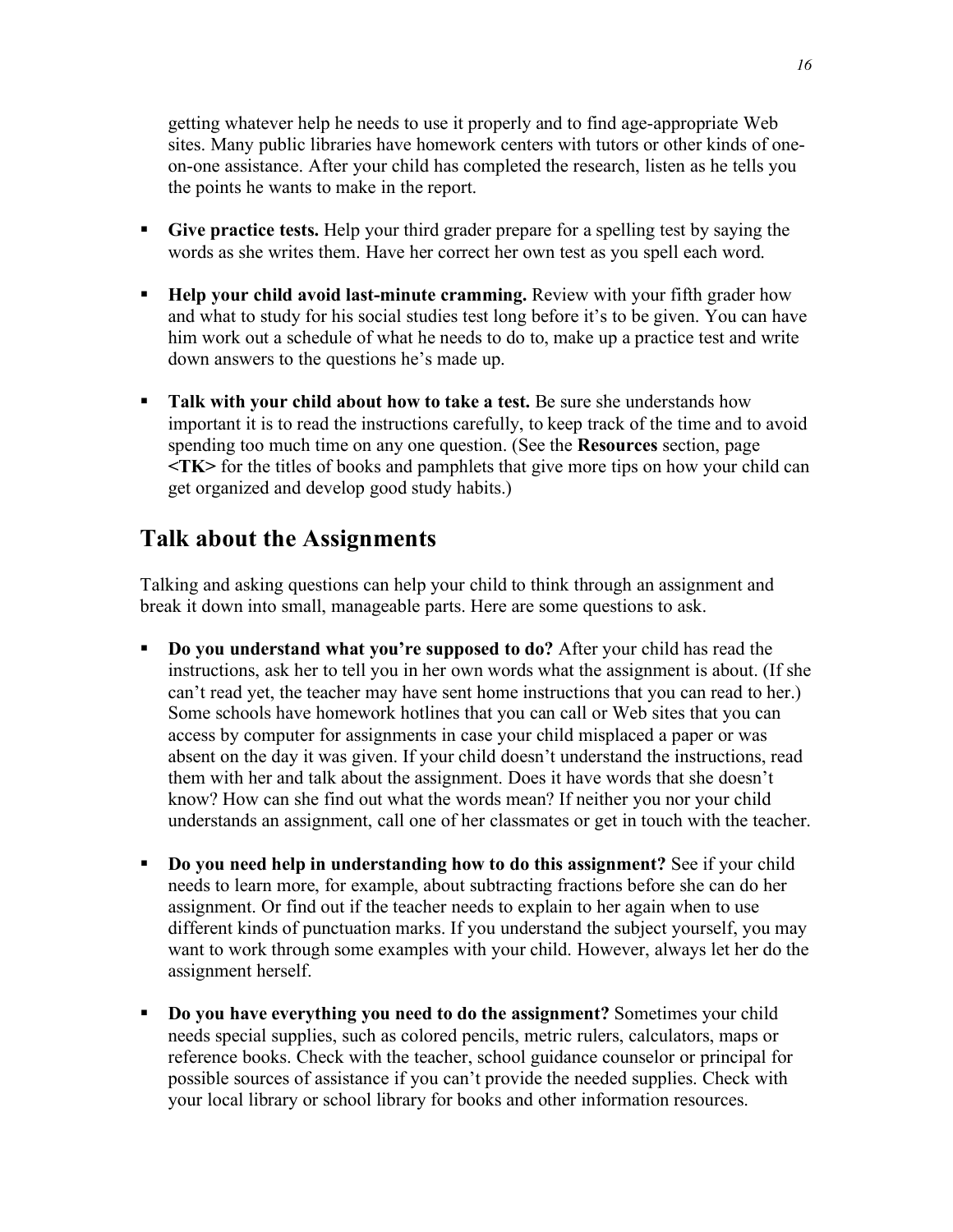getting whatever help he needs to use it properly and to find age-appropriate Web sites. Many public libraries have homework centers with tutors or other kinds of one-on-one assistance. After your child has completed the research, listen as he tells you the points he wants to make in the report.

- **Give practice tests.** Help your third grader prepare for a spelling test by saying the words as she writes them. Have her correct her own test as you spell each word.

- **Help your child avoid last-minute cramming.** Review with your fifth grader how and what to study for his social studies test long before it's to be given. You can have him work out a schedule of what he needs to do to, make up a practice test and write down answers to the questions he's made up.

- **Talk with your child about how to take a test.** Be sure she understands how important it is to read the instructions carefully, to keep track of the time and to avoid spending too much time on any one question. (See the **Resources** section, page **<TK>** for the titles of books and pamphlets that give more tips on how your child can get organized and develop good study habits.)

## Talk about the Assignments

Talking and asking questions can help your child to think through an assignment and break it down into small, manageable parts. Here are some questions to ask.

- **Do you understand what you're supposed to do?** After your child has read the instructions, ask her to tell you in her own words what the assignment is about. (If she can't read yet, the teacher may have sent home instructions that you can read to her.) Some schools have homework hotlines that you can call or Web sites that you can access by computer for assignments in case your child misplaced a paper or was absent on the day it was given. If your child doesn't understand the instructions, read them with her and talk about the assignment. Does it have words that she doesn't know? How can she find out what the words mean? If neither you nor your child understands an assignment, call one of her classmates or get in touch with the teacher.

- **Do you need help in understanding how to do this assignment?** See if your child needs to learn more, for example, about subtracting fractions before she can do her assignment. Or find out if the teacher needs to explain to her again when to use different kinds of punctuation marks. If you understand the subject yourself, you may want to work through some examples with your child. However, always let her do the assignment herself.

- **Do you have everything you need to do the assignment?** Sometimes your child needs special supplies, such as colored pencils, metric rulers, calculators, maps or reference books. Check with the teacher, school guidance counselor or principal for possible sources of assistance if you can't provide the needed supplies. Check with your local library or school library for books and other information resources.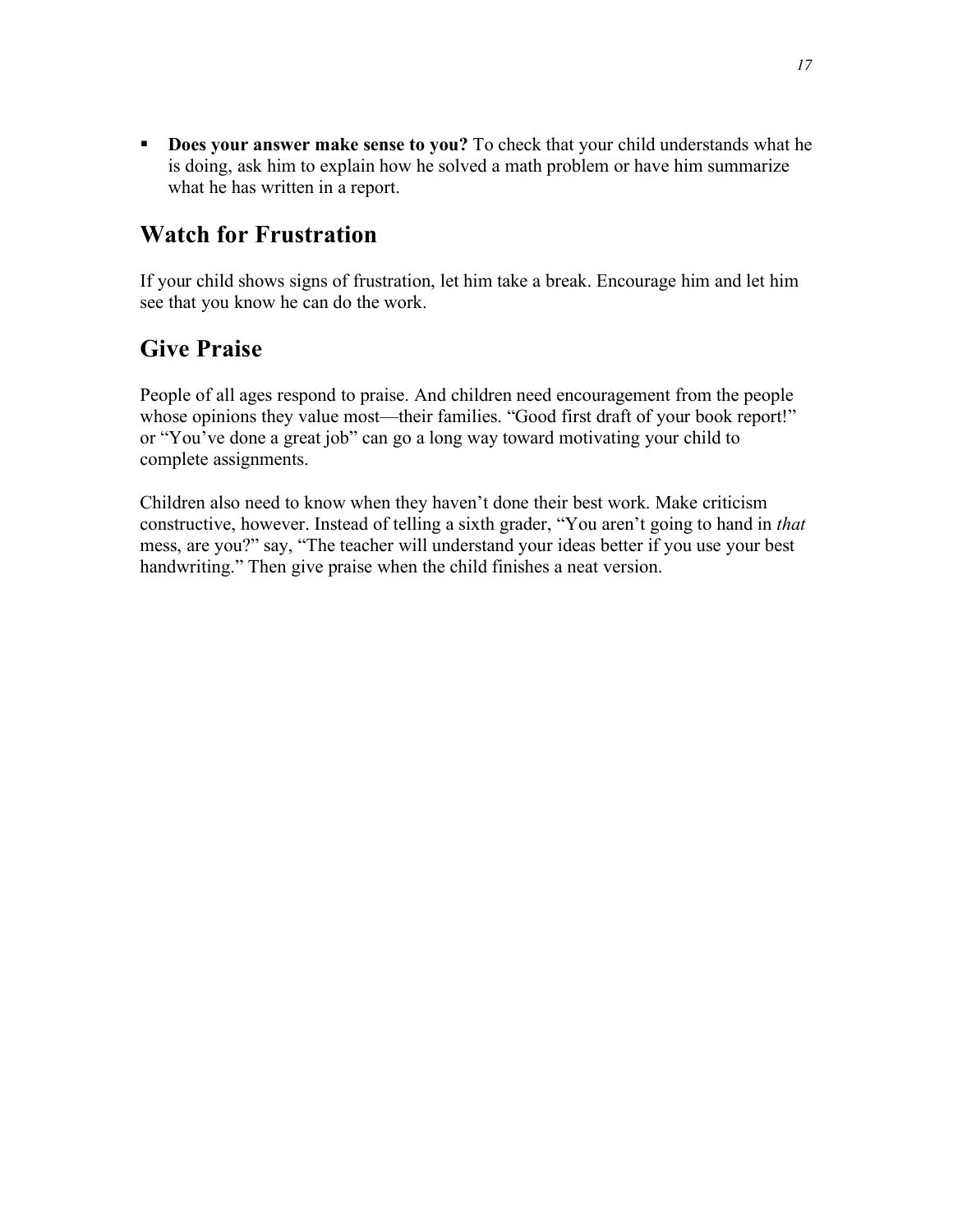- **Does your answer make sense to you?** To check that your child understands what he is doing, ask him to explain how he solved a math problem or have him summarize what he has written in a report.

## Watch for Frustration

If your child shows signs of frustration, let him take a break. Encourage him and let him see that you know he can do the work.

## Give Praise

People of all ages respond to praise. And children need encouragement from the people whose opinions they value most—their families. "Good first draft of your book report!" or "You've done a great job" can go a long way toward motivating your child to complete assignments.

Children also need to know when they haven't done their best work. Make criticism constructive, however. Instead of telling a sixth grader, "You aren't going to hand in *that* mess, are you?" say, "The teacher will understand your ideas better if you use your best handwriting." Then give praise when the child finishes a neat version.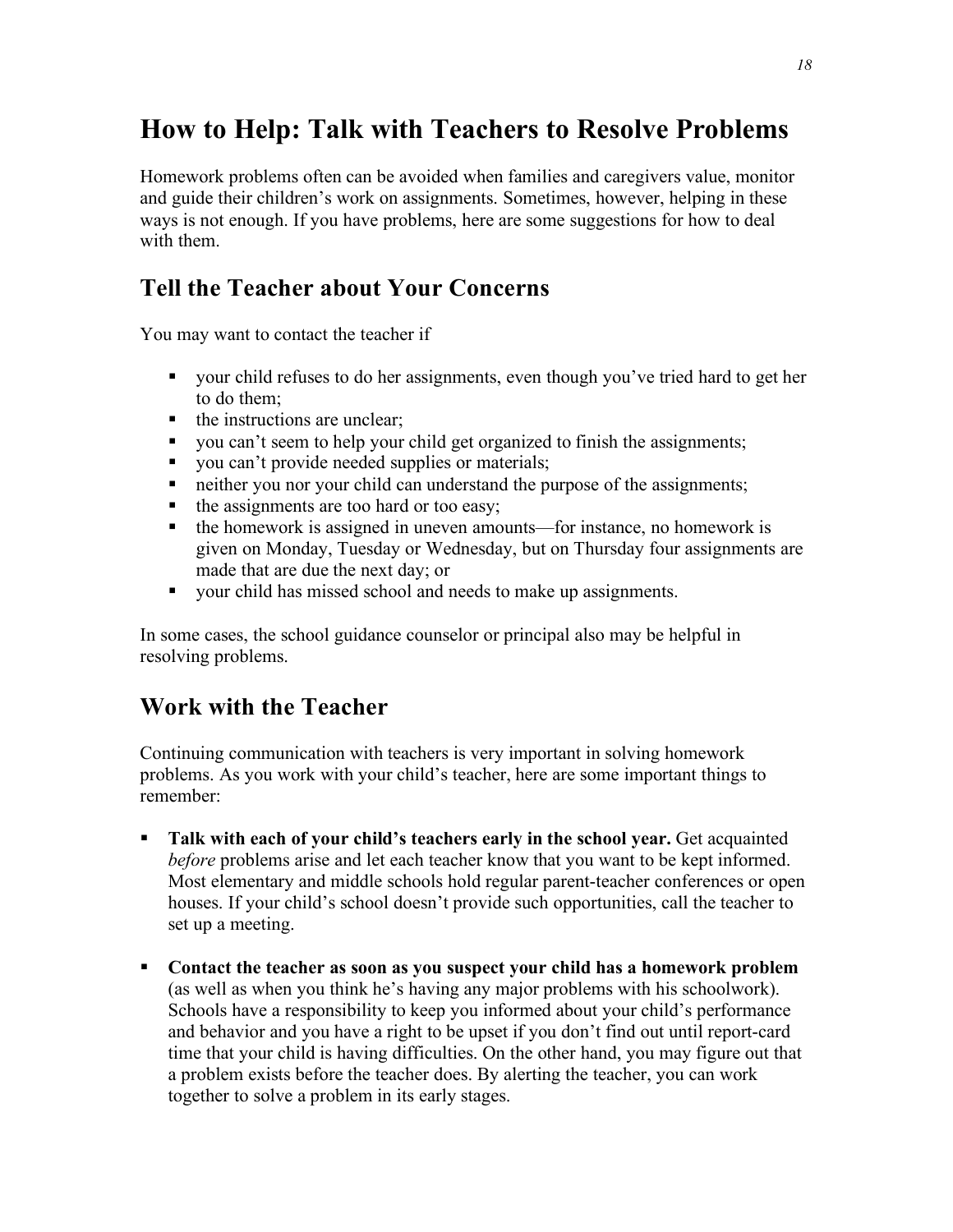# How to Help: Talk with Teachers to Resolve Problems

Homework problems often can be avoided when families and caregivers value, monitor and guide their children's work on assignments. Sometimes, however, helping in these ways is not enough. If you have problems, here are some suggestions for how to deal with them.

## Tell the Teacher about Your Concerns

You may want to contact the teacher if

- your child refuses to do her assignments, even though you've tried hard to get her to do them;
- the instructions are unclear;
- you can't seem to help your child get organized to finish the assignments;
- you can't provide needed supplies or materials;
- neither you nor your child can understand the purpose of the assignments;
- the assignments are too hard or too easy;
- the homework is assigned in uneven amounts—for instance, no homework is given on Monday, Tuesday or Wednesday, but on Thursday four assignments are made that are due the next day; or
- your child has missed school and needs to make up assignments.

In some cases, the school guidance counselor or principal also may be helpful in resolving problems.

## Work with the Teacher

Continuing communication with teachers is very important in solving homework problems. As you work with your child's teacher, here are some important things to remember:

- **Talk with each of your child's teachers early in the school year.** Get acquainted *before* problems arise and let each teacher know that you want to be kept informed. Most elementary and middle schools hold regular parent-teacher conferences or open houses. If your child's school doesn't provide such opportunities, call the teacher to set up a meeting.

- **Contact the teacher as soon as you suspect your child has a homework problem** (as well as when you think he's having any major problems with his schoolwork). Schools have a responsibility to keep you informed about your child's performance and behavior and you have a right to be upset if you don't find out until report-card time that your child is having difficulties. On the other hand, you may figure out that a problem exists before the teacher does. By alerting the teacher, you can work together to solve a problem in its early stages.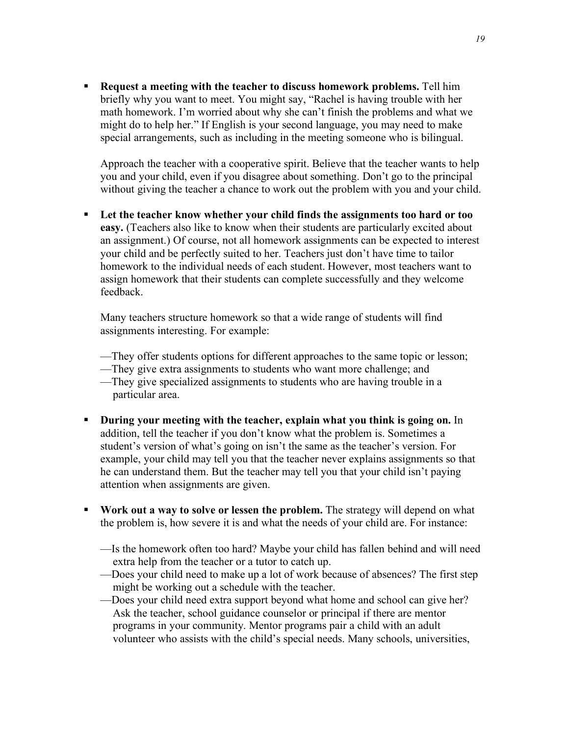- **Request a meeting with the teacher to discuss homework problems.** Tell him briefly why you want to meet. You might say, "Rachel is having trouble with her math homework. I'm worried about why she can't finish the problems and what we might do to help her." If English is your second language, you may need to make special arrangements, such as including in the meeting someone who is bilingual.

  Approach the teacher with a cooperative spirit. Believe that the teacher wants to help you and your child, even if you disagree about something. Don't go to the principal without giving the teacher a chance to work out the problem with you and your child.

- **Let the teacher know whether your child finds the assignments too hard or too easy.** (Teachers also like to know when their students are particularly excited about an assignment.) Of course, not all homework assignments can be expected to interest your child and be perfectly suited to her. Teachers just don't have time to tailor homework to the individual needs of each student. However, most teachers want to assign homework that their students can complete successfully and they welcome feedback.

  Many teachers structure homework so that a wide range of students will find assignments interesting. For example:

  —They offer students options for different approaches to the same topic or lesson;
  —They give extra assignments to students who want more challenge; and
  —They give specialized assignments to students who are having trouble in a particular area.

- **During your meeting with the teacher, explain what you think is going on.** In addition, tell the teacher if you don't know what the problem is. Sometimes a student's version of what's going on isn't the same as the teacher's version. For example, your child may tell you that the teacher never explains assignments so that he can understand them. But the teacher may tell you that your child isn't paying attention when assignments are given.

- **Work out a way to solve or lessen the problem.** The strategy will depend on what the problem is, how severe it is and what the needs of your child are. For instance:

  —Is the homework often too hard? Maybe your child has fallen behind and will need extra help from the teacher or a tutor to catch up.
  —Does your child need to make up a lot of work because of absences? The first step might be working out a schedule with the teacher.
  —Does your child need extra support beyond what home and school can give her? Ask the teacher, school guidance counselor or principal if there are mentor programs in your community. Mentor programs pair a child with an adult volunteer who assists with the child's special needs. Many schools, universities,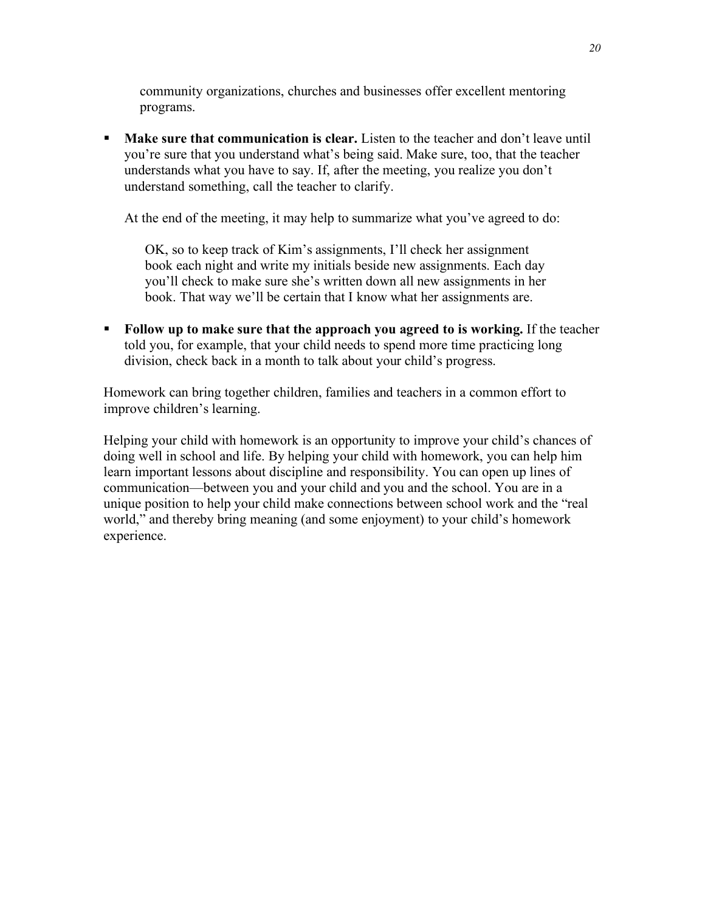community organizations, churches and businesses offer excellent mentoring programs.

- **Make sure that communication is clear.** Listen to the teacher and don't leave until you're sure that you understand what's being said. Make sure, too, that the teacher understands what you have to say. If, after the meeting, you realize you don't understand something, call the teacher to clarify.

  At the end of the meeting, it may help to summarize what you've agreed to do:

  > OK, so to keep track of Kim's assignments, I'll check her assignment book each night and write my initials beside new assignments. Each day you'll check to make sure she's written down all new assignments in her book. That way we'll be certain that I know what her assignments are.

- **Follow up to make sure that the approach you agreed to is working.** If the teacher told you, for example, that your child needs to spend more time practicing long division, check back in a month to talk about your child's progress.

Homework can bring together children, families and teachers in a common effort to improve children's learning.

Helping your child with homework is an opportunity to improve your child's chances of doing well in school and life. By helping your child with homework, you can help him learn important lessons about discipline and responsibility. You can open up lines of communication—between you and your child and you and the school. You are in a unique position to help your child make connections between school work and the "real world," and thereby bring meaning (and some enjoyment) to your child's homework experience.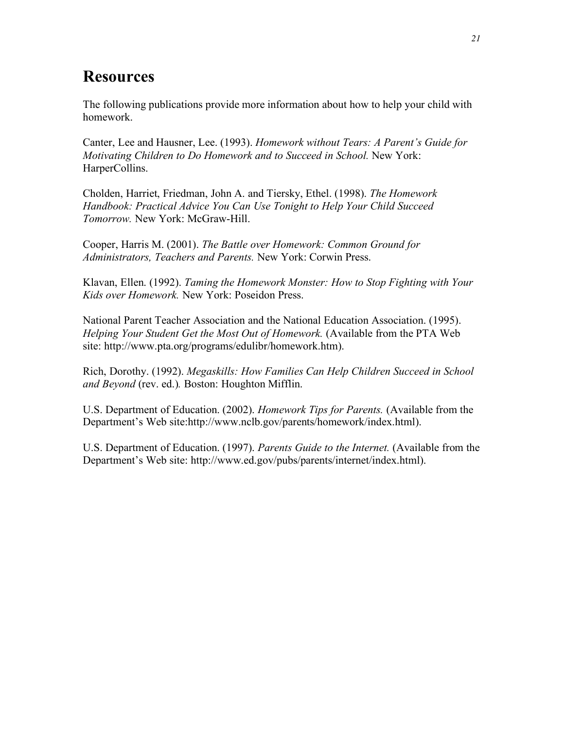# Resources

The following publications provide more information about how to help your child with homework.

Canter, Lee and Hausner, Lee. (1993). *Homework without Tears: A Parent's Guide for Motivating Children to Do Homework and to Succeed in School.* New York: HarperCollins.

Cholden, Harriet, Friedman, John A. and Tiersky, Ethel. (1998). *The Homework Handbook: Practical Advice You Can Use Tonight to Help Your Child Succeed Tomorrow.* New York: McGraw-Hill.

Cooper, Harris M. (2001). *The Battle over Homework: Common Ground for Administrators, Teachers and Parents.* New York: Corwin Press.

Klavan, Ellen. (1992). *Taming the Homework Monster: How to Stop Fighting with Your Kids over Homework.* New York: Poseidon Press.

National Parent Teacher Association and the National Education Association. (1995). *Helping Your Student Get the Most Out of Homework.* (Available from the PTA Web site: http://www.pta.org/programs/edulibr/homework.htm).

Rich, Dorothy. (1992). *Megaskills: How Families Can Help Children Succeed in School and Beyond* (rev. ed.)*.* Boston: Houghton Mifflin.

U.S. Department of Education. (2002). *Homework Tips for Parents.* (Available from the Department's Web site:http://www.nclb.gov/parents/homework/index.html).

U.S. Department of Education. (1997). *Parents Guide to the Internet.* (Available from the Department's Web site: http://www.ed.gov/pubs/parents/internet/index.html).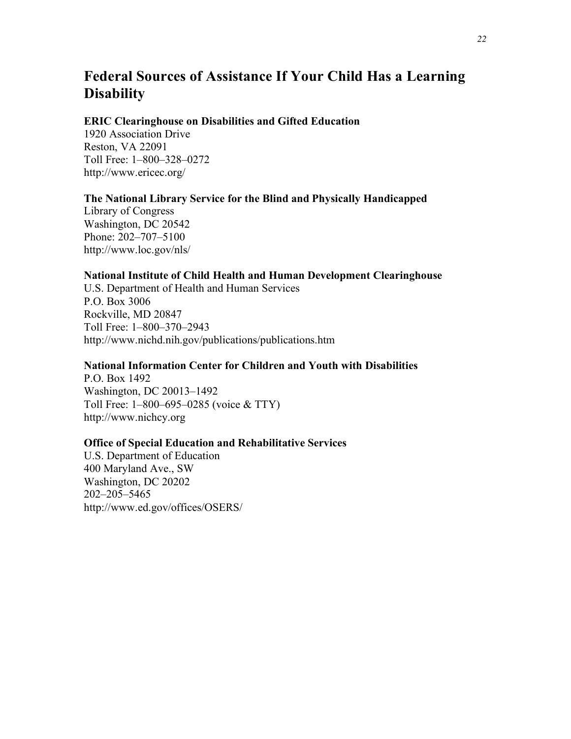## Federal Sources of Assistance If Your Child Has a Learning Disability

**ERIC Clearinghouse on Disabilities and Gifted Education**
1920 Association Drive
Reston, VA 22091
Toll Free: 1–800–328–0272
http://www.ericec.org/

**The National Library Service for the Blind and Physically Handicapped**
Library of Congress
Washington, DC 20542
Phone: 202–707–5100
http://www.loc.gov/nls/

**National Institute of Child Health and Human Development Clearinghouse**
U.S. Department of Health and Human Services
P.O. Box 3006
Rockville, MD 20847
Toll Free: 1–800–370–2943
http://www.nichd.nih.gov/publications/publications.htm

**National Information Center for Children and Youth with Disabilities**
P.O. Box 1492
Washington, DC 20013–1492
Toll Free: 1–800–695–0285 (voice & TTY)
http://www.nichcy.org

**Office of Special Education and Rehabilitative Services**
U.S. Department of Education
400 Maryland Ave., SW
Washington, DC 20202
202–205–5465
http://www.ed.gov/offices/OSERS/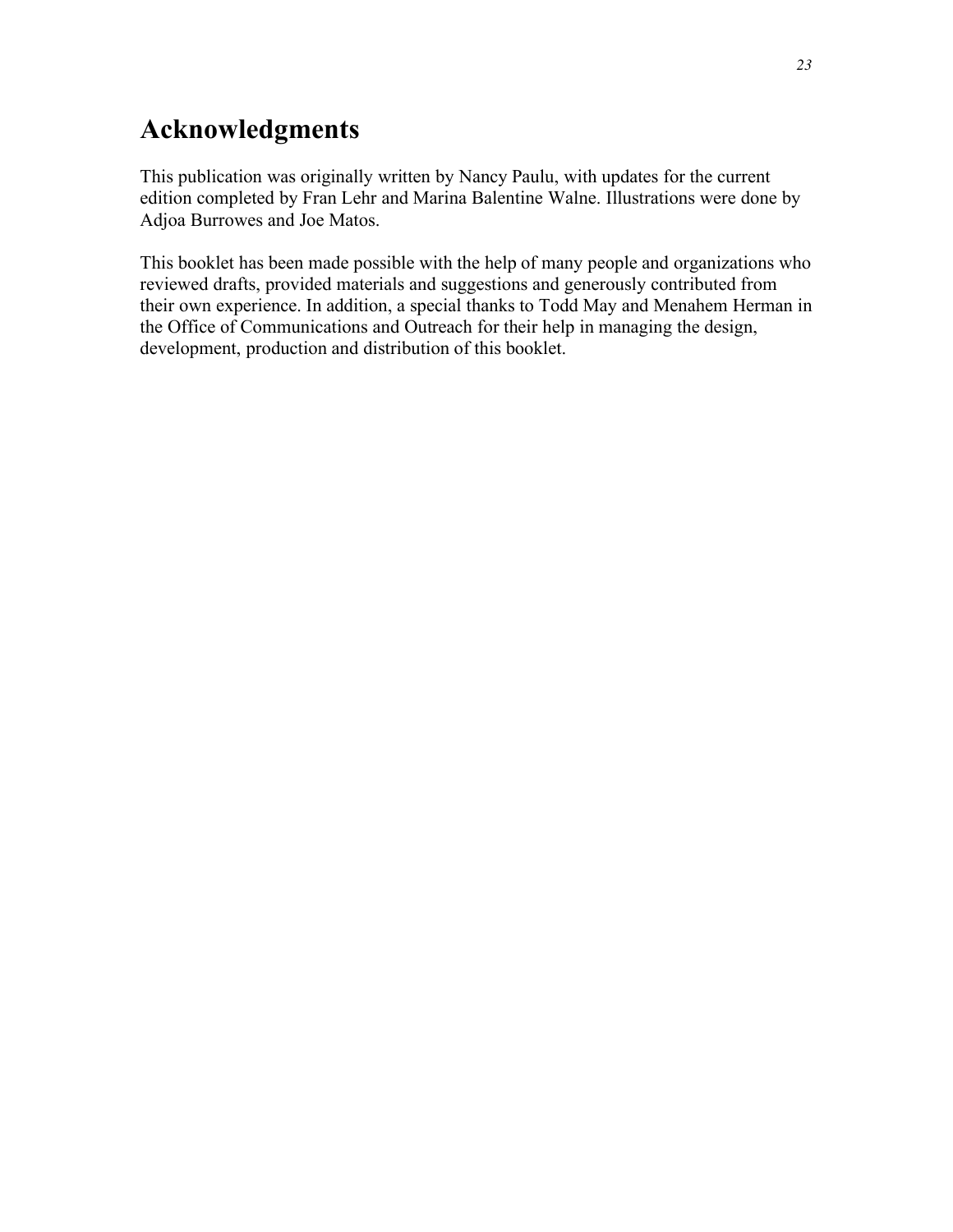# Acknowledgments

This publication was originally written by Nancy Paulu, with updates for the current edition completed by Fran Lehr and Marina Balentine Walne. Illustrations were done by Adjoa Burrowes and Joe Matos.

This booklet has been made possible with the help of many people and organizations who reviewed drafts, provided materials and suggestions and generously contributed from their own experience. In addition, a special thanks to Todd May and Menahem Herman in the Office of Communications and Outreach for their help in managing the design, development, production and distribution of this booklet.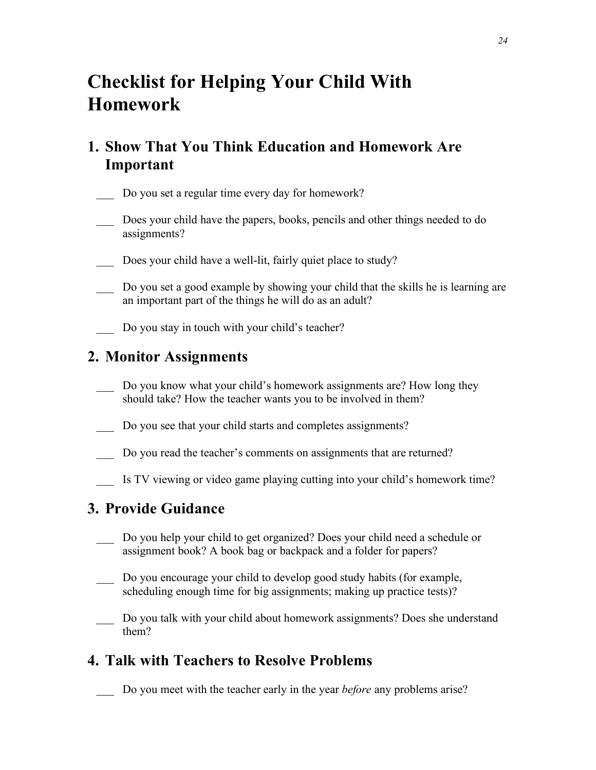# Checklist for Helping Your Child With Homework

## 1. Show That You Think Education and Homework Are Important

___ Do you set a regular time every day for homework?

___ Does your child have the papers, books, pencils and other things needed to do assignments?

___ Does your child have a well-lit, fairly quiet place to study?

___ Do you set a good example by showing your child that the skills he is learning are an important part of the things he will do as an adult?

___ Do you stay in touch with your child's teacher?

## 2. Monitor Assignments

___ Do you know what your child's homework assignments are? How long they should take? How the teacher wants you to be involved in them?

___ Do you see that your child starts and completes assignments?

___ Do you read the teacher's comments on assignments that are returned?

___ Is TV viewing or video game playing cutting into your child's homework time?

## 3. Provide Guidance

___ Do you help your child to get organized? Does your child need a schedule or assignment book? A book bag or backpack and a folder for papers?

___ Do you encourage your child to develop good study habits (for example, scheduling enough time for big assignments; making up practice tests)?

___ Do you talk with your child about homework assignments? Does she understand them?

## 4. Talk with Teachers to Resolve Problems

___ Do you meet with the teacher early in the year *before* any problems arise?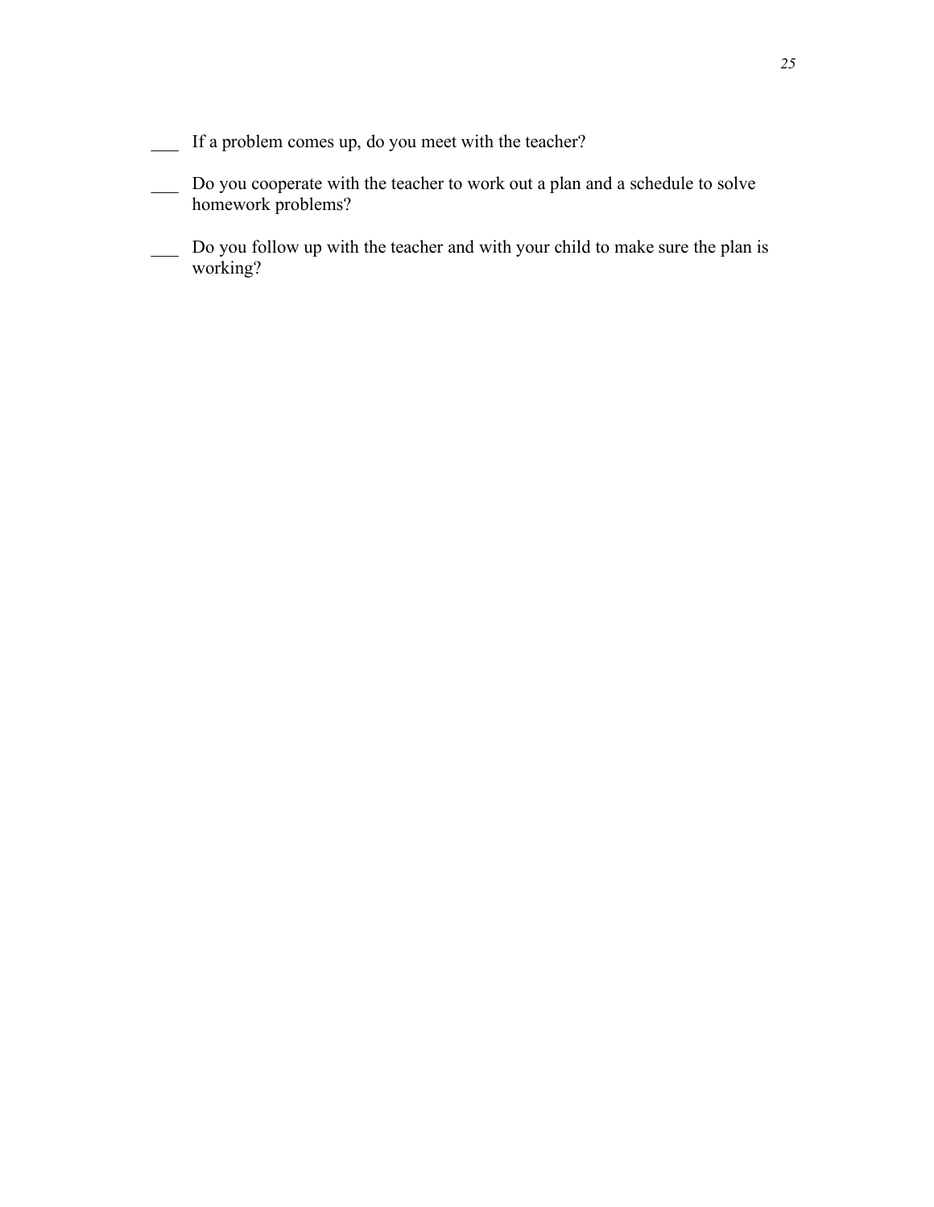___ If a problem comes up, do you meet with the teacher?

___ Do you cooperate with the teacher to work out a plan and a schedule to solve homework problems?

___ Do you follow up with the teacher and with your child to make sure the plan is working?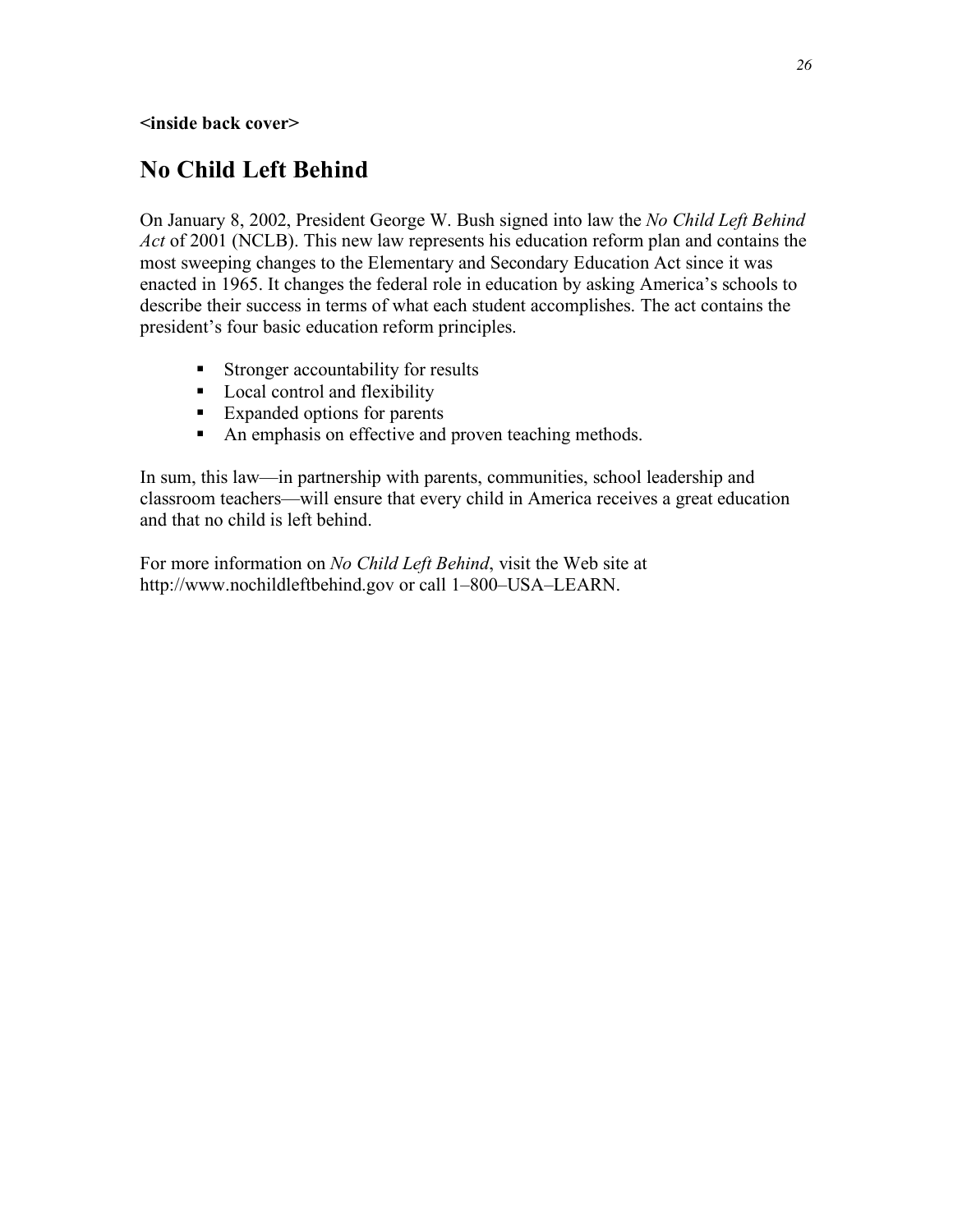**<inside back cover>**

# No Child Left Behind

On January 8, 2002, President George W. Bush signed into law the *No Child Left Behind Act* of 2001 (NCLB). This new law represents his education reform plan and contains the most sweeping changes to the Elementary and Secondary Education Act since it was enacted in 1965. It changes the federal role in education by asking America's schools to describe their success in terms of what each student accomplishes. The act contains the president's four basic education reform principles.

- Stronger accountability for results
- Local control and flexibility
- Expanded options for parents
- An emphasis on effective and proven teaching methods.

In sum, this law—in partnership with parents, communities, school leadership and classroom teachers—will ensure that every child in America receives a great education and that no child is left behind.

For more information on *No Child Left Behind*, visit the Web site at http://www.nochildleftbehind.gov or call 1–800–USA–LEARN.